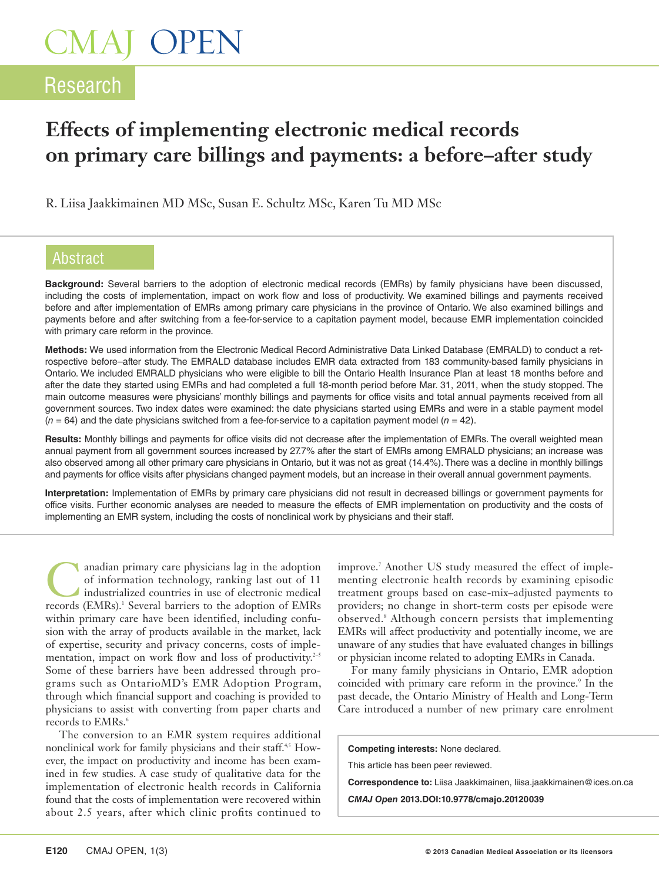# Effects of implementing electronic medical records on primary care billings and payments: a before–after study

R. Liisa Jaakkimainen MD MSc, Susan E. Schultz MSc, Karen Tu MD MSc

## Abstract

**Background:** Several barriers to the adoption of electronic medical records (EMRs) by family physicians have been discussed, including the costs of implementation, impact on work flow and loss of productivity. We examined billings and payments received before and after implementation of EMRs among primary care physicians in the province of Ontario. We also examined billings and payments before and after switching from a fee-for-service to a capitation payment model, because EMR implementation coincided with primary care reform in the province.

**Methods:** We used information from the Electronic Medical Record Administrative Data Linked Database (EMRALD) to conduct a retrospective before–after study. The EMRALD database includes EMR data extracted from 183 community-based family physicians in Ontario. We included EMRALD physicians who were eligible to bill the Ontario Health Insurance Plan at least 18 months before and after the date they started using EMRs and had completed a full 18-month period before Mar. 31, 2011, when the study stopped. The main outcome measures were physicians' monthly billings and payments for office visits and total annual payments received from all government sources. Two index dates were examined: the date physicians started using EMRs and were in a stable payment model ($n$ = 64) and the date physicians switched from a fee-for-service to a capitation payment model ($n$ = 42).

**Results:** Monthly billings and payments for office visits did not decrease after the implementation of EMRs. The overall weighted mean annual payment from all government sources increased by 27.7% after the start of EMRs among EMRALD physicians; an increase was also observed among all other primary care physicians in Ontario, but it was not as great (14.4%). There was a decline in monthly billings and payments for office visits after physicians changed payment models, but an increase in their overall annual government payments.

**Interpretation:** Implementation of EMRs by primary care physicians did not result in decreased billings or government payments for office visits. Further economic analyses are needed to measure the effects of EMR implementation on productivity and the costs of implementing an EMR system, including the costs of nonclinical work by physicians and their staff.

Canadian primary care physicians lag in the adoption of information technology, ranking last out of 11 industrialized countries in use of electronic medical records (EMRs).[1] Several barriers to the adoption of EMRs within primary care have been identified, including confusion with the array of products available in the market, lack of expertise, security and privacy concerns, costs of implementation, impact on work flow and loss of productivity.[2–5] Some of these barriers have been addressed through programs such as OntarioMD's EMR Adoption Program, through which financial support and coaching is provided to physicians to assist with converting from paper charts and records to EMRs.[6]

The conversion to an EMR system requires additional nonclinical work for family physicians and their staff.[4,5] However, the impact on productivity and income has been examined in few studies. A case study of qualitative data for the implementation of electronic health records in California found that the costs of implementation were recovered within about 2.5 years, after which clinic profits continued to improve.[7] Another US study measured the effect of implementing electronic health records by examining episodic treatment groups based on case-mix–adjusted payments to providers; no change in short-term costs per episode were observed.[8] Although concern persists that implementing EMRs will affect productivity and potentially income, we are unaware of any studies that have evaluated changes in billings or physician income related to adopting EMRs in Canada.

For many family physicians in Ontario, EMR adoption coincided with primary care reform in the province.[9] In the past decade, the Ontario Ministry of Health and Long-Term Care introduced a number of new primary care enrolment

**Competing interests:** None declared.

This article has been peer reviewed.

**Correspondence to:** Liisa Jaakkimainen, liisa.jaakkimainen@ices.on.ca

***CMAJ Open*** **2013.DOI:10.9778/cmajo.20120039**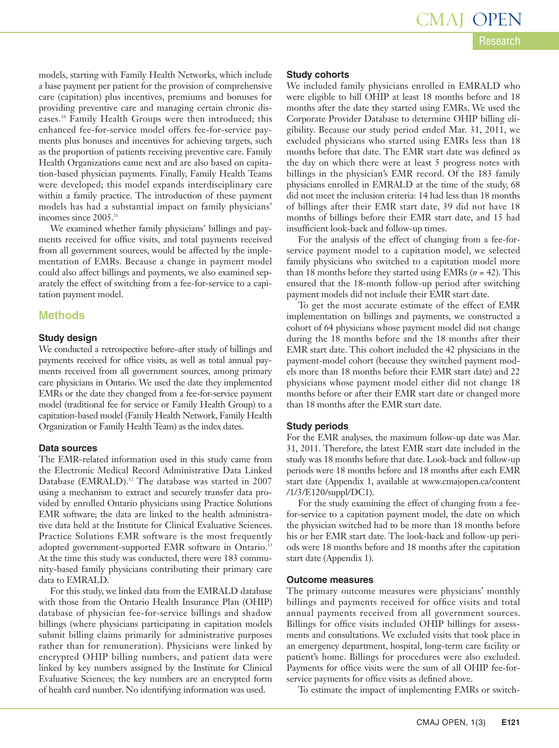models, starting with Family Health Networks, which include a base payment per patient for the provision of comprehensive care (capitation) plus incentives, premiums and bonuses for providing preventive care and managing certain chronic diseases.[10] Family Health Groups were then introduced; this enhanced fee-for-service model offers fee-for-service payments plus bonuses and incentives for achieving targets, such as the proportion of patients receiving preventive care. Family Health Organizations came next and are also based on capitation-based physician payments. Finally, Family Health Teams were developed; this model expands interdisciplinary care within a family practice. The introduction of these payment models has had a substantial impact on family physicians' incomes since 2005.[11]

We examined whether family physicians' billings and payments received for office visits, and total payments received from all government sources, would be affected by the implementation of EMRs. Because a change in payment model could also affect billings and payments, we also examined separately the effect of switching from a fee-for-service to a capitation payment model.

## Methods

### Study design

We conducted a retrospective before–after study of billings and payments received for office visits, as well as total annual payments received from all government sources, among primary care physicians in Ontario. We used the date they implemented EMRs or the date they changed from a fee-for-service payment model (traditional fee for service or Family Health Group) to a capitation-based model (Family Health Network, Family Health Organization or Family Health Team) as the index dates.

### Data sources

The EMR-related information used in this study came from the Electronic Medical Record Administrative Data Linked Database (EMRALD).[12] The database was started in 2007 using a mechanism to extract and securely transfer data provided by enrolled Ontario physicians using Practice Solutions EMR software; the data are linked to the health administrative data held at the Institute for Clinical Evaluative Sciences. Practice Solutions EMR software is the most frequently adopted government-supported EMR software in Ontario.[13] At the time this study was conducted, there were 183 community-based family physicians contributing their primary care data to EMRALD.

For this study, we linked data from the EMRALD database with those from the Ontario Health Insurance Plan (OHIP) database of physician fee-for-service billings and shadow billings (where physicians participating in capitation models submit billing claims primarily for administrative purposes rather than for remuneration). Physicians were linked by encrypted OHIP billing numbers, and patient data were linked by key numbers assigned by the Institute for Clinical Evaluative Sciences; the key numbers are an encrypted form of health card number. No identifying information was used.

### Study cohorts

We included family physicians enrolled in EMRALD who were eligible to bill OHIP at least 18 months before and 18 months after the date they started using EMRs. We used the Corporate Provider Database to determine OHIP billing eligibility. Because our study period ended Mar. 31, 2011, we excluded physicians who started using EMRs less than 18 months before that date. The EMR start date was defined as the day on which there were at least 5 progress notes with billings in the physician's EMR record. Of the 183 family physicians enrolled in EMRALD at the time of the study, 68 did not meet the inclusion criteria: 14 had less than 18 months of billings after their EMR start date, 39 did not have 18 months of billings before their EMR start date, and 15 had insufficient look-back and follow-up times.

For the analysis of the effect of changing from a fee-for-service payment model to a capitation model, we selected family physicians who switched to a capitation model more than 18 months before they started using EMRs (*n* = 42). This ensured that the 18-month follow-up period after switching payment models did not include their EMR start date.

To get the most accurate estimate of the effect of EMR implementation on billings and payments, we constructed a cohort of 64 physicians whose payment model did not change during the 18 months before and the 18 months after their EMR start date. This cohort included the 42 physicians in the payment-model cohort (because they switched payment models more than 18 months before their EMR start date) and 22 physicians whose payment model either did not change 18 months before or after their EMR start date or changed more than 18 months after the EMR start date.

### Study periods

For the EMR analyses, the maximum follow-up date was Mar. 31, 2011. Therefore, the latest EMR start date included in the study was 18 months before that date. Look-back and follow-up periods were 18 months before and 18 months after each EMR start date (Appendix 1, available at www.cmajopen.ca/content/1/3/E120/suppl/DC1).

For the study examining the effect of changing from a fee-for-service to a capitation payment model, the date on which the physician switched had to be more than 18 months before his or her EMR start date. The look-back and follow-up periods were 18 months before and 18 months after the capitation start date (Appendix 1).

### Outcome measures

The primary outcome measures were physicians' monthly billings and payments received for office visits and total annual payments received from all government sources. Billings for office visits included OHIP billings for assessments and consultations. We excluded visits that took place in an emergency department, hospital, long-term care facility or patient's home. Billings for procedures were also excluded. Payments for office visits were the sum of all OHIP fee-for-service payments for office visits as defined above.

To estimate the impact of implementing EMRs or switch-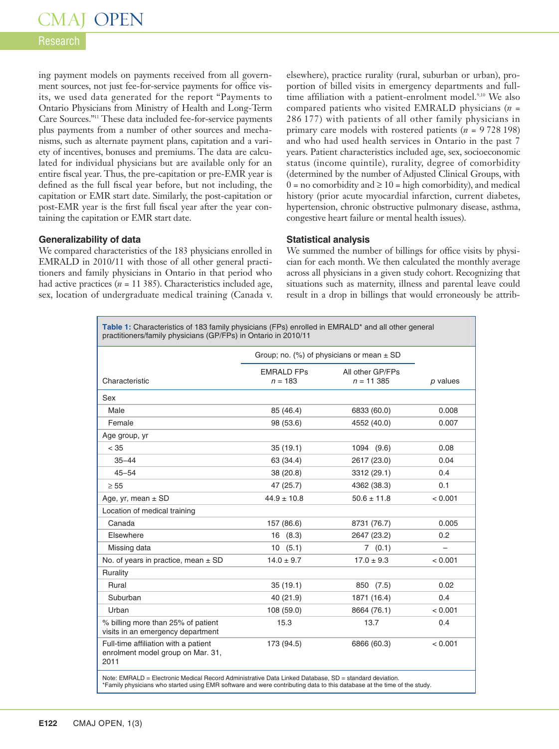ing payment models on payments received from all government sources, not just fee-for-service payments for office visits, we used data generated for the report "Payments to Ontario Physicians from Ministry of Health and Long-Term Care Sources."[11] These data included fee-for-service payments plus payments from a number of other sources and mechanisms, such as alternate payment plans, capitation and a variety of incentives, bonuses and premiums. The data are calculated for individual physicians but are available only for an entire fiscal year. Thus, the pre-capitation or pre-EMR year is defined as the full fiscal year before, but not including, the capitation or EMR start date. Similarly, the post-capitation or post-EMR year is the first full fiscal year after the year containing the capitation or EMR start date.

### Generalizability of data

We compared characteristics of the 183 physicians enrolled in EMRALD in 2010/11 with those of all other general practitioners and family physicians in Ontario in that period who had active practices ($n$ = 11 385). Characteristics included age, sex, location of undergraduate medical training (Canada v. elsewhere), practice rurality (rural, suburban or urban), proportion of billed visits in emergency departments and full-time affiliation with a patient-enrolment model.[9,10] We also compared patients who visited EMRALD physicians ($n$ = 286 177) with patients of all other family physicians in primary care models with rostered patients ($n$ = 9 728 198) and who had used health services in Ontario in the past 7 years. Patient characteristics included age, sex, socioeconomic status (income quintile), rurality, degree of comorbidity (determined by the number of Adjusted Clinical Groups, with 0 = no comorbidity and ≥ 10 = high comorbidity), and medical history (prior acute myocardial infarction, current diabetes, hypertension, chronic obstructive pulmonary disease, asthma, congestive heart failure or mental health issues).

### Statistical analysis

We summed the number of billings for office visits by physician for each month. We then calculated the monthly average across all physicians in a given study cohort. Recognizing that situations such as maternity, illness and parental leave could result in a drop in billings that would erroneously be attrib-

**Table 1:** Characteristics of 183 family physicians (FPs) enrolled in EMRALD* and all other general practitioners/family physicians (GP/FPs) in Ontario in 2010/11

| Characteristic | Group; no. (%) of physicians or mean ± SD | | $p$ values |
|---|---|---|---|
| | EMRALD FPs $n$ = 183 | All other GP/FPs $n$ = 11 385 | |
| Sex | | | |
| Male | 85 (46.4) | 6833 (60.0) | 0.008 |
| Female | 98 (53.6) | 4552 (40.0) | 0.007 |
| Age group, yr | | | |
| < 35 | 35 (19.1) | 1094 (9.6) | 0.08 |
| 35–44 | 63 (34.4) | 2617 (23.0) | 0.04 |
| 45–54 | 38 (20.8) | 3312 (29.1) | 0.4 |
| ≥ 55 | 47 (25.7) | 4362 (38.3) | 0.1 |
| Age, yr, mean ± SD | 44.9 ± 10.8 | 50.6 ± 11.8 | < 0.001 |
| Location of medical training | | | |
| Canada | 157 (86.6) | 8731 (76.7) | 0.005 |
| Elsewhere | 16 (8.3) | 2647 (23.2) | 0.2 |
| Missing data | 10 (5.1) | 7 (0.1) | – |
| No. of years in practice, mean ± SD | 14.0 ± 9.7 | 17.0 ± 9.3 | < 0.001 |
| Rurality | | | |
| Rural | 35 (19.1) | 850 (7.5) | 0.02 |
| Suburban | 40 (21.9) | 1871 (16.4) | 0.4 |
| Urban | 108 (59.0) | 8664 (76.1) | < 0.001 |
| % billing more than 25% of patient visits in an emergency department | 15.3 | 13.7 | 0.4 |
| Full-time affiliation with a patient enrolment model group on Mar. 31, 2011 | 173 (94.5) | 6866 (60.3) | < 0.001 |

Note: EMRALD = Electronic Medical Record Administrative Data Linked Database, SD = standard deviation.
*Family physicians who started using EMR software and were contributing data to this database at the time of the study.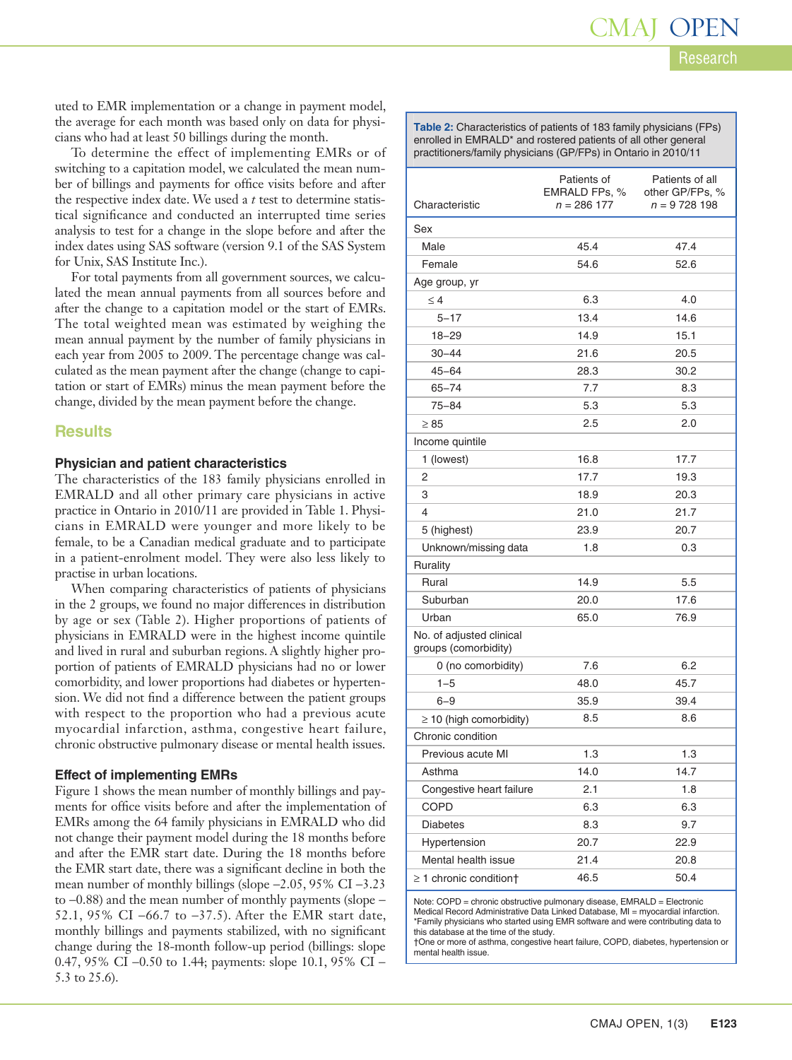uted to EMR implementation or a change in payment model, the average for each month was based only on data for physicians who had at least 50 billings during the month.

To determine the effect of implementing EMRs or of switching to a capitation model, we calculated the mean number of billings and payments for office visits before and after the respective index date. We used a *t* test to determine statistical significance and conducted an interrupted time series analysis to test for a change in the slope before and after the index dates using SAS software (version 9.1 of the SAS System for Unix, SAS Institute Inc.).

For total payments from all government sources, we calculated the mean annual payments from all sources before and after the change to a capitation model or the start of EMRs. The total weighted mean was estimated by weighing the mean annual payment by the number of family physicians in each year from 2005 to 2009. The percentage change was calculated as the mean payment after the change (change to capitation or start of EMRs) minus the mean payment before the change, divided by the mean payment before the change.

## Results

### Physician and patient characteristics

The characteristics of the 183 family physicians enrolled in EMRALD and all other primary care physicians in active practice in Ontario in 2010/11 are provided in Table 1. Physicians in EMRALD were younger and more likely to be female, to be a Canadian medical graduate and to participate in a patient-enrolment model. They were also less likely to practise in urban locations.

When comparing characteristics of patients of physicians in the 2 groups, we found no major differences in distribution by age or sex (Table 2). Higher proportions of patients of physicians in EMRALD were in the highest income quintile and lived in rural and suburban regions. A slightly higher proportion of patients of EMRALD physicians had no or lower comorbidity, and lower proportions had diabetes or hypertension. We did not find a difference between the patient groups with respect to the proportion who had a previous acute myocardial infarction, asthma, congestive heart failure, chronic obstructive pulmonary disease or mental health issues.

**Table 2:** Characteristics of patients of 183 family physicians (FPs) enrolled in EMRALD* and rostered patients of all other general practitioners/family physicians (GP/FPs) in Ontario in 2010/11

| Characteristic | Patients of EMRALD FPs, % *n* = 286 177 | Patients of all other GP/FPs, % *n* = 9 728 198 |
|---|---|---|
| Sex | | |
| Male | 45.4 | 47.4 |
| Female | 54.6 | 52.6 |
| Age group, yr | | |
| ≤ 4 | 6.3 | 4.0 |
| 5–17 | 13.4 | 14.6 |
| 18–29 | 14.9 | 15.1 |
| 30–44 | 21.6 | 20.5 |
| 45–64 | 28.3 | 30.2 |
| 65–74 | 7.7 | 8.3 |
| 75–84 | 5.3 | 5.3 |
| ≥ 85 | 2.5 | 2.0 |
| Income quintile | | |
| 1 (lowest) | 16.8 | 17.7 |
| 2 | 17.7 | 19.3 |
| 3 | 18.9 | 20.3 |
| 4 | 21.0 | 21.7 |
| 5 (highest) | 23.9 | 20.7 |
| Unknown/missing data | 1.8 | 0.3 |
| Rurality | | |
| Rural | 14.9 | 5.5 |
| Suburban | 20.0 | 17.6 |
| Urban | 65.0 | 76.9 |
| No. of adjusted clinical groups (comorbidity) | | |
| 0 (no comorbidity) | 7.6 | 6.2 |
| 1–5 | 48.0 | 45.7 |
| 6–9 | 35.9 | 39.4 |
| ≥ 10 (high comorbidity) | 8.5 | 8.6 |
| Chronic condition | | |
| Previous acute MI | 1.3 | 1.3 |
| Asthma | 14.0 | 14.7 |
| Congestive heart failure | 2.1 | 1.8 |
| COPD | 6.3 | 6.3 |
| Diabetes | 8.3 | 9.7 |
| Hypertension | 20.7 | 22.9 |
| Mental health issue | 21.4 | 20.8 |
| ≥ 1 chronic condition† | 46.5 | 50.4 |

Note: COPD = chronic obstructive pulmonary disease, EMRALD = Electronic Medical Record Administrative Data Linked Database, MI = myocardial infarction.
*Family physicians who started using EMR software and were contributing data to this database at the time of the study.
†One or more of asthma, congestive heart failure, COPD, diabetes, hypertension or mental health issue.

### Effect of implementing EMRs

Figure 1 shows the mean number of monthly billings and payments for office visits before and after the implementation of EMRs among the 64 family physicians in EMRALD who did not change their payment model during the 18 months before and after the EMR start date. During the 18 months before the EMR start date, there was a significant decline in both the mean number of monthly billings (slope –2.05, 95% CI –3.23 to –0.88) and the mean number of monthly payments (slope –52.1, 95% CI –66.7 to –37.5). After the EMR start date, monthly billings and payments stabilized, with no significant change during the 18-month follow-up period (billings: slope 0.47, 95% CI –0.50 to 1.44; payments: slope 10.1, 95% CI –5.3 to 25.6).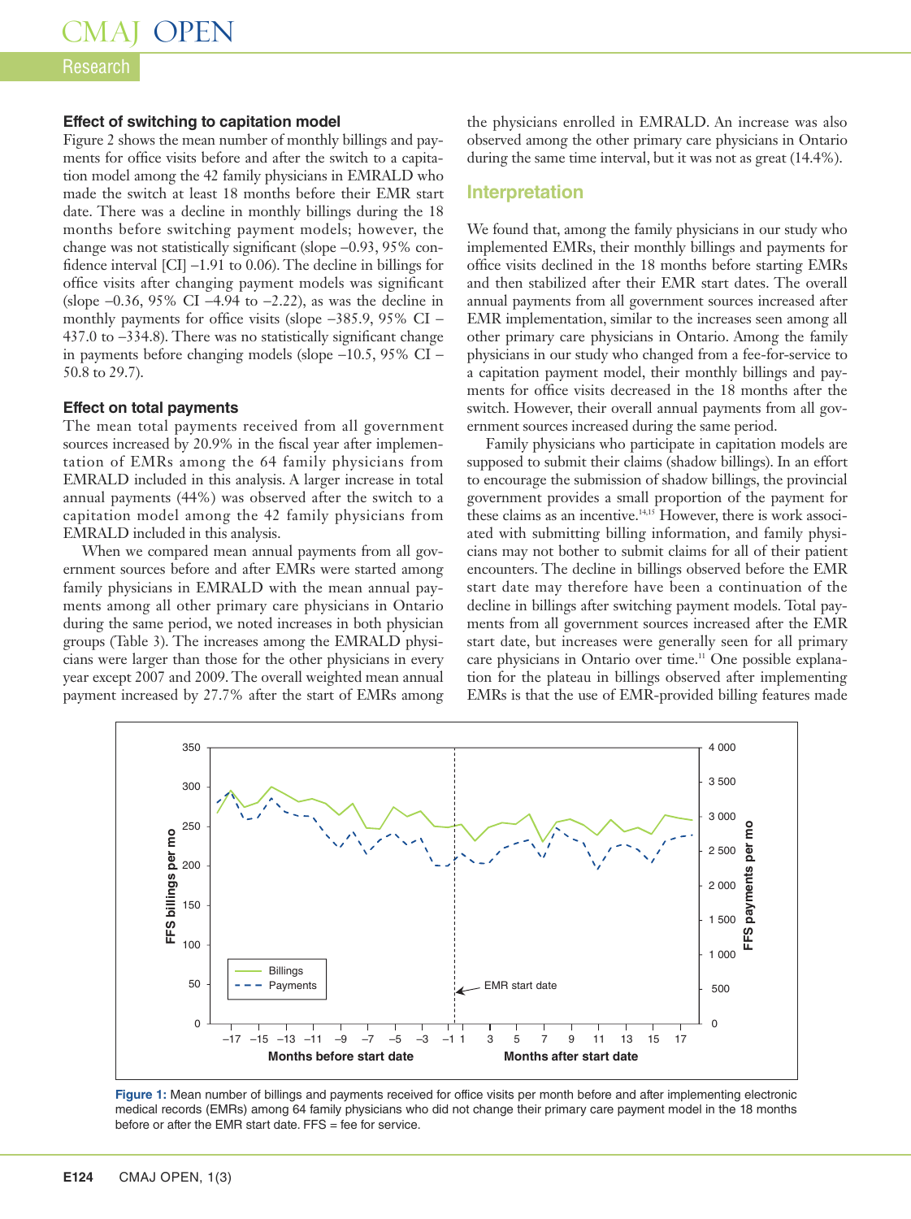### Effect of switching to capitation model

Figure 2 shows the mean number of monthly billings and payments for office visits before and after the switch to a capitation model among the 42 family physicians in EMRALD who made the switch at least 18 months before their EMR start date. There was a decline in monthly billings during the 18 months before switching payment models; however, the change was not statistically significant (slope –0.93, 95% confidence interval [CI] –1.91 to 0.06). The decline in billings for office visits after changing payment models was significant (slope –0.36, 95% CI –4.94 to –2.22), as was the decline in monthly payments for office visits (slope –385.9, 95% CI –437.0 to –334.8). There was no statistically significant change in payments before changing models (slope –10.5, 95% CI –50.8 to 29.7).

### Effect on total payments

The mean total payments received from all government sources increased by 20.9% in the fiscal year after implementation of EMRs among the 64 family physicians from EMRALD included in this analysis. A larger increase in total annual payments (44%) was observed after the switch to a capitation model among the 42 family physicians from EMRALD included in this analysis.

When we compared mean annual payments from all government sources before and after EMRs were started among family physicians in EMRALD with the mean annual payments among all other primary care physicians in Ontario during the same period, we noted increases in both physician groups (Table 3). The increases among the EMRALD physicians were larger than those for the other physicians in every year except 2007 and 2009. The overall weighted mean annual payment increased by 27.7% after the start of EMRs among the physicians enrolled in EMRALD. An increase was also observed among the other primary care physicians in Ontario during the same time interval, but it was not as great (14.4%).

## Interpretation

We found that, among the family physicians in our study who implemented EMRs, their monthly billings and payments for office visits declined in the 18 months before starting EMRs and then stabilized after their EMR start dates. The overall annual payments from all government sources increased after EMR implementation, similar to the increases seen among all other primary care physicians in Ontario. Among the family physicians in our study who changed from a fee-for-service to a capitation payment model, their monthly billings and payments for office visits decreased in the 18 months after the switch. However, their overall annual payments from all government sources increased during the same period.

Family physicians who participate in capitation models are supposed to submit their claims (shadow billings). In an effort to encourage the submission of shadow billings, the provincial government provides a small proportion of the payment for these claims as an incentive.[14,15] However, there is work associated with submitting billing information, and family physicians may not bother to submit claims for all of their patient encounters. The decline in billings observed before the EMR start date may therefore have been a continuation of the decline in billings after switching payment models. Total payments from all government sources increased after the EMR start date, but increases were generally seen for all primary care physicians in Ontario over time.[11] One possible explanation for the plateau in billings observed after implementing EMRs is that the use of EMR-provided billing features made

**Figure 1:** Mean number of billings and payments received for office visits per month before and after implementing electronic medical records (EMRs) among 64 family physicians who did not change their primary care payment model in the 18 months before or after the EMR start date. FFS = fee for service.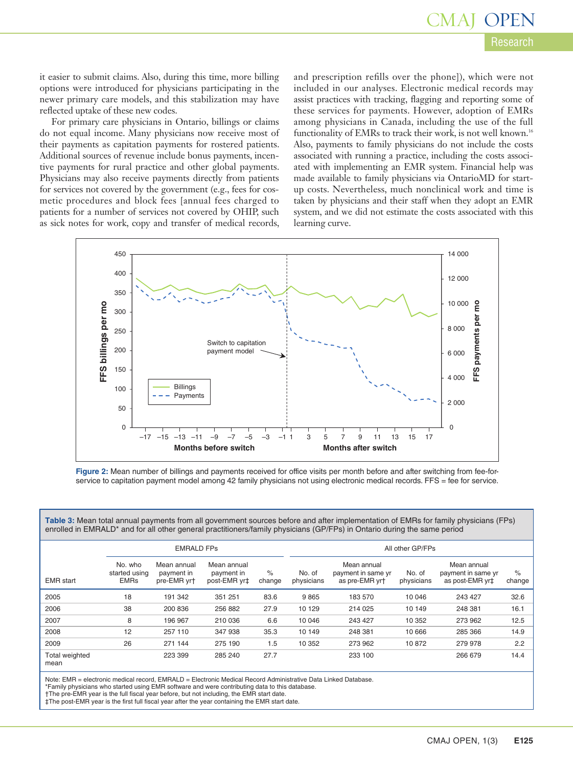it easier to submit claims. Also, during this time, more billing options were introduced for physicians participating in the newer primary care models, and this stabilization may have reflected uptake of these new codes.

For primary care physicians in Ontario, billings or claims do not equal income. Many physicians now receive most of their payments as capitation payments for rostered patients. Additional sources of revenue include bonus payments, incentive payments for rural practice and other global payments. Physicians may also receive payments directly from patients for services not covered by the government (e.g., fees for cosmetic procedures and block fees [annual fees charged to patients for a number of services not covered by OHIP, such as sick notes for work, copy and transfer of medical records, and prescription refills over the phone]), which were not included in our analyses. Electronic medical records may assist practices with tracking, flagging and reporting some of these services for payments. However, adoption of EMRs among physicians in Canada, including the use of the full functionality of EMRs to track their work, is not well known.[16] Also, payments to family physicians do not include the costs associated with running a practice, including the costs associated with implementing an EMR system. Financial help was made available to family physicians via OntarioMD for start-up costs. Nevertheless, much nonclinical work and time is taken by physicians and their staff when they adopt an EMR system, and we did not estimate the costs associated with this learning curve.

**Figure 2:** Mean number of billings and payments received for office visits per month before and after switching from fee-for-service to capitation payment model among 42 family physicians not using electronic medical records. FFS = fee for service.

**Table 3:** Mean total annual payments from all government sources before and after implementation of EMRs for family physicians (FPs) enrolled in EMRALD* and for all other general practitioners/family physicians (GP/FPs) in Ontario during the same period

| | EMRALD FPs | | | | All other GP/FPs | | | | |
|---|---|---|---|---|---|---|---|---|---|
| EMR start | No. who started using EMRs | Mean annual payment in pre-EMR yr† | Mean annual payment in post-EMR yr‡ | % change | No. of physicians | Mean annual payment in same yr as pre-EMR yr† | No. of physicians | Mean annual payment in same yr as post-EMR yr‡ | % change |
| 2005 | 18 | 191 342 | 351 251 | 83.6 | 9 865 | 183 570 | 10 046 | 243 427 | 32.6 |
| 2006 | 38 | 200 836 | 256 882 | 27.9 | 10 129 | 214 025 | 10 149 | 248 381 | 16.1 |
| 2007 | 8 | 196 967 | 210 036 | 6.6 | 10 046 | 243 427 | 10 352 | 273 962 | 12.5 |
| 2008 | 12 | 257 110 | 347 938 | 35.3 | 10 149 | 248 381 | 10 666 | 285 366 | 14.9 |
| 2009 | 26 | 271 144 | 275 190 | 1.5 | 10 352 | 273 962 | 10 872 | 279 978 | 2.2 |
| Total weighted mean | | 223 399 | 285 240 | 27.7 | | 233 100 | | 266 679 | 14.4 |

Note: EMR = electronic medical record, EMRALD = Electronic Medical Record Administrative Data Linked Database.
*Family physicians who started using EMR software and were contributing data to this database.
†The pre-EMR year is the full fiscal year before, but not including, the EMR start date.
‡The post-EMR year is the first full fiscal year after the year containing the EMR start date.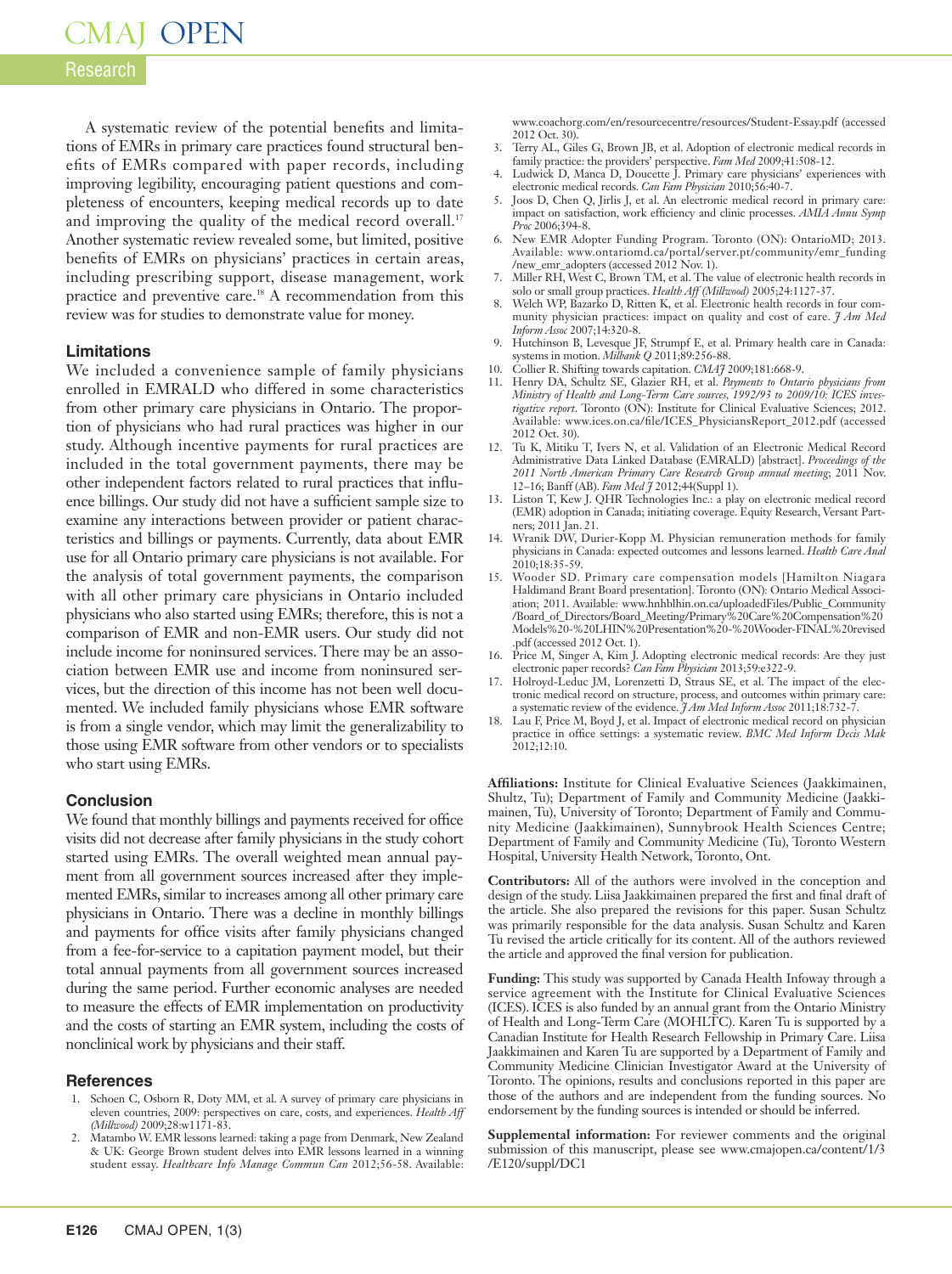A systematic review of the potential benefits and limitations of EMRs in primary care practices found structural benefits of EMRs compared with paper records, including improving legibility, encouraging patient questions and completeness of encounters, keeping medical records up to date and improving the quality of the medical record overall.[17] Another systematic review revealed some, but limited, positive benefits of EMRs on physicians' practices in certain areas, including prescribing support, disease management, work practice and preventive care.[18] A recommendation from this review was for studies to demonstrate value for money.

### Limitations

We included a convenience sample of family physicians enrolled in EMRALD who differed in some characteristics from other primary care physicians in Ontario. The proportion of physicians who had rural practices was higher in our study. Although incentive payments for rural practices are included in the total government payments, there may be other independent factors related to rural practices that influence billings. Our study did not have a sufficient sample size to examine any interactions between provider or patient characteristics and billings or payments. Currently, data about EMR use for all Ontario primary care physicians is not available. For the analysis of total government payments, the comparison with all other primary care physicians in Ontario included physicians who also started using EMRs; therefore, this is not a comparison of EMR and non-EMR users. Our study did not include income for noninsured services. There may be an association between EMR use and income from noninsured services, but the direction of this income has not been well documented. We included family physicians whose EMR software is from a single vendor, which may limit the generalizability to those using EMR software from other vendors or to specialists who start using EMRs.

### Conclusion

We found that monthly billings and payments received for office visits did not decrease after family physicians in the study cohort started using EMRs. The overall weighted mean annual payment from all government sources increased after they implemented EMRs, similar to increases among all other primary care physicians in Ontario. There was a decline in monthly billings and payments for office visits after family physicians changed from a fee-for-service to a capitation payment model, but their total annual payments from all government sources increased during the same period. Further economic analyses are needed to measure the effects of EMR implementation on productivity and the costs of starting an EMR system, including the costs of nonclinical work by physicians and their staff.

### References

1. Schoen C, Osborn R, Doty MM, et al. A survey of primary care physicians in eleven countries, 2009: perspectives on care, costs, and experiences. *Health Aff (Millwood)* 2009;28:w1171-83.
2. Matambo W. EMR lessons learned: taking a page from Denmark, New Zealand & UK: George Brown student delves into EMR lessons learned in a winning student essay. *Healthcare Info Manage Commun Can* 2012;56-58. Available: www.coachorg.com/en/resourcecentre/resources/Student-Essay.pdf (accessed 2012 Oct. 30).
3. Terry AL, Giles G, Brown JB, et al. Adoption of electronic medical records in family practice: the providers' perspective. *Fam Med* 2009;41:508-12.
4. Ludwick D, Manca D, Doucette J. Primary care physicians' experiences with electronic medical records. *Can Fam Physician* 2010;56:40-7.
5. Joos D, Chen Q, Jirlis J, et al. An electronic medical record in primary care: impact on satisfaction, work efficiency and clinic processes. *AMIA Annu Symp Proc* 2006;394-8.
6. New EMR Adopter Funding Program. Toronto (ON): OntarioMD; 2013. Available: www.ontariomd.ca/portal/server.pt/community/emr_funding/new_emr_adopters (accessed 2012 Nov. 1).
7. Miller RH, West C, Brown TM, et al. The value of electronic health records in solo or small group practices. *Health Aff (Millwood)* 2005;24:1127-37.
8. Welch WP, Bazarko D, Ritten K, et al. Electronic health records in four community physician practices: impact on quality and cost of care. *J Am Med Inform Assoc* 2007;14:320-8.
9. Hutchinson B, Levesque JF, Strumpf E, et al. Primary health care in Canada: systems in motion. *Milbank Q* 2011;89:256-88.
10. Collier R. Shifting towards capitation. *CMAJ* 2009;181:668-9.
11. Henry DA, Schultz SE, Glazier RH, et al. *Payments to Ontario physicians from Ministry of Health and Long-Term Care sources, 1992/93 to 2009/10: ICES investigative report*. Toronto (ON): Institute for Clinical Evaluative Sciences; 2012. Available: www.ices.on.ca/file/ICES_PhysiciansReport_2012.pdf (accessed 2012 Oct. 30).
12. Tu K, Mitiku T, Ivers N, et al. Validation of an Electronic Medical Record Administrative Data Linked Database (EMRALD) [abstract]. *Proceedings of the 2011 North American Primary Care Research Group annual meeting*; 2011 Nov. 12–16; Banff (AB). *Fam Med J* 2012;44(Suppl 1).
13. Liston T, Kew J. QHR Technologies Inc.: a play on electronic medical record (EMR) adoption in Canada; initiating coverage. Equity Research, Versant Partners; 2011 Jan. 21.
14. Wranik DW, Durier-Kopp M. Physician remuneration methods for family physicians in Canada: expected outcomes and lessons learned. *Health Care Anal* 2010;18:35-59.
15. Wooder SD. Primary care compensation models [Hamilton Niagara Haldimand Brant Board presentation]. Toronto (ON): Ontario Medical Association; 2011. Available: www.hnhblhin.on.ca/uploadedFiles/Public_Community/Board_of_Directors/Board_Meeting/Primary%20Care%20Compensation%20Models%20-%20LHIN%20Presentation%20-%20Wooder-FINAL%20revised.pdf (accessed 2012 Oct. 1).
16. Price M, Singer A, Kim J. Adopting electronic medical records: Are they just electronic paper records? *Can Fam Physician* 2013;59:e322-9.
17. Holroyd-Leduc JM, Lorenzetti D, Straus SE, et al. The impact of the electronic medical record on structure, process, and outcomes within primary care: a systematic review of the evidence. *J Am Med Inform Assoc* 2011;18:732-7.
18. Lau F, Price M, Boyd J, et al. Impact of electronic medical record on physician practice in office settings: a systematic review. *BMC Med Inform Decis Mak* 2012;12:10.

**Affiliations:** Institute for Clinical Evaluative Sciences (Jaakkimainen, Shultz, Tu); Department of Family and Community Medicine (Jaakkimainen, Tu), University of Toronto; Department of Family and Community Medicine (Jaakkimainen), Sunnybrook Health Sciences Centre; Department of Family and Community Medicine (Tu), Toronto Western Hospital, University Health Network, Toronto, Ont.

**Contributors:** All of the authors were involved in the conception and design of the study. Liisa Jaakkimainen prepared the first and final draft of the article. She also prepared the revisions for this paper. Susan Schultz was primarily responsible for the data analysis. Susan Schultz and Karen Tu revised the article critically for its content. All of the authors reviewed the article and approved the final version for publication.

**Funding:** This study was supported by Canada Health Infoway through a service agreement with the Institute for Clinical Evaluative Sciences (ICES). ICES is also funded by an annual grant from the Ontario Ministry of Health and Long-Term Care (MOHLTC). Karen Tu is supported by a Canadian Institute for Health Research Fellowship in Primary Care. Liisa Jaakkimainen and Karen Tu are supported by a Department of Family and Community Medicine Clinician Investigator Award at the University of Toronto. The opinions, results and conclusions reported in this paper are those of the authors and are independent from the funding sources. No endorsement by the funding sources is intended or should be inferred.

**Supplemental information:** For reviewer comments and the original submission of this manuscript, please see www.cmajopen.ca/content/1/3/E120/suppl/DC1